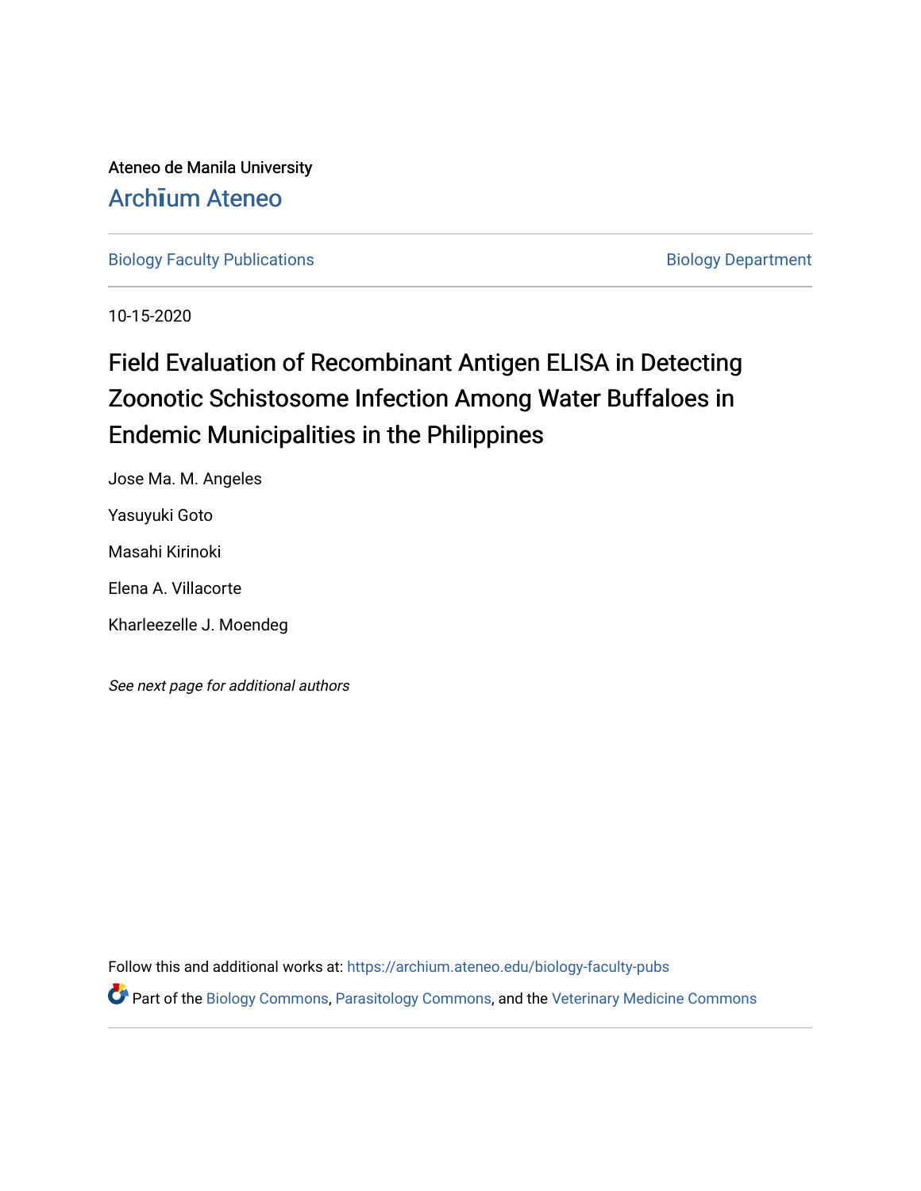Ateneo de Manila University

# Archīum Ateneo

Biology Faculty Publications

Biology Department

10-15-2020

# Field Evaluation of Recombinant Antigen ELISA in Detecting Zoonotic Schistosome Infection Among Water Buffaloes in Endemic Municipalities in the Philippines

Jose Ma. M. Angeles

Yasuyuki Goto

Masahi Kirinoki

Elena A. Villacorte

Kharleezelle J. Moendeg

*See next page for additional authors*

Follow this and additional works at: https://archium.ateneo.edu/biology-faculty-pubs

Part of the Biology Commons, Parasitology Commons, and the Veterinary Medicine Commons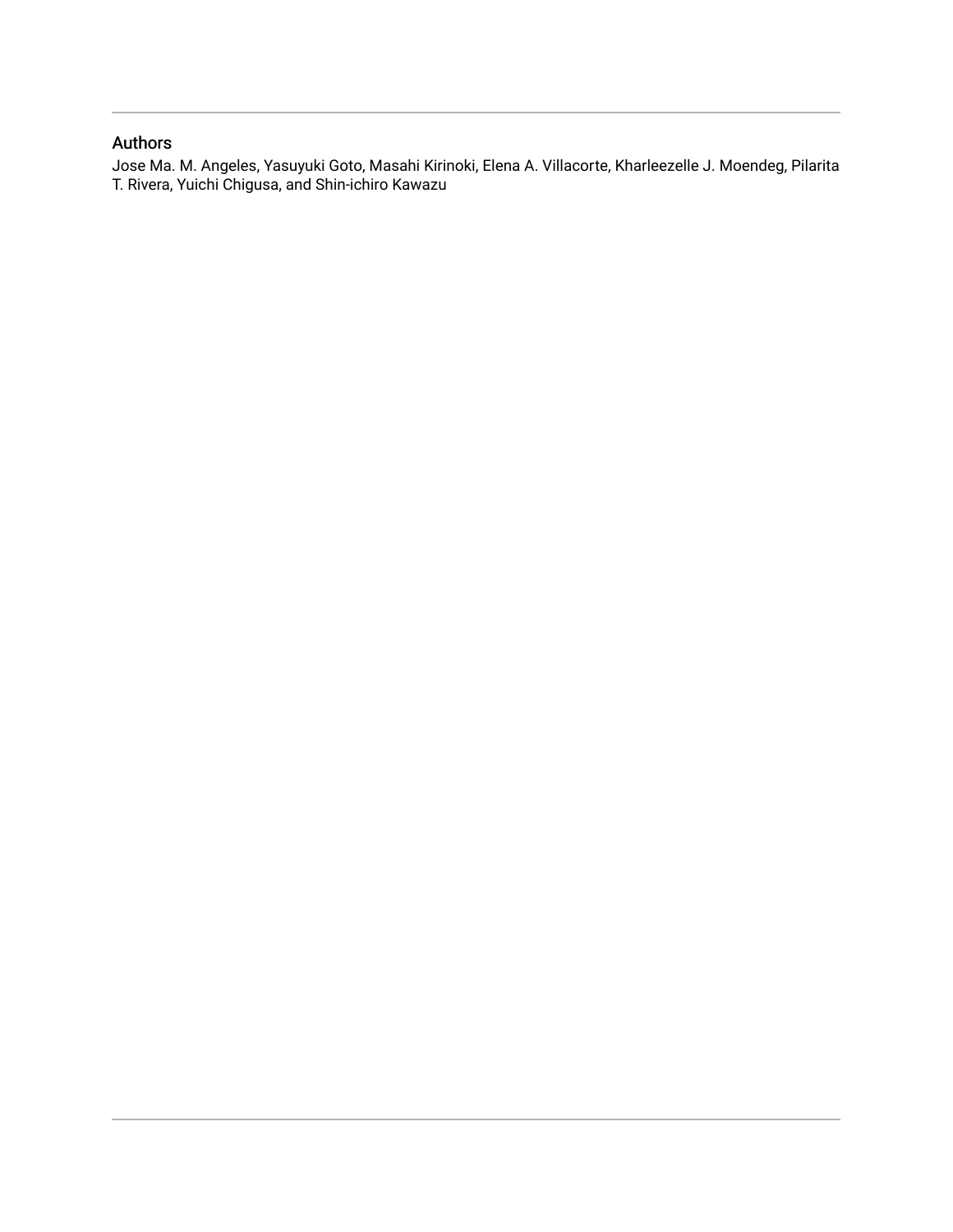## Authors

Jose Ma. M. Angeles, Yasuyuki Goto, Masahi Kirinoki, Elena A. Villacorte, Kharleezelle J. Moendeg, Pilarita T. Rivera, Yuichi Chigusa, and Shin-ichiro Kawazu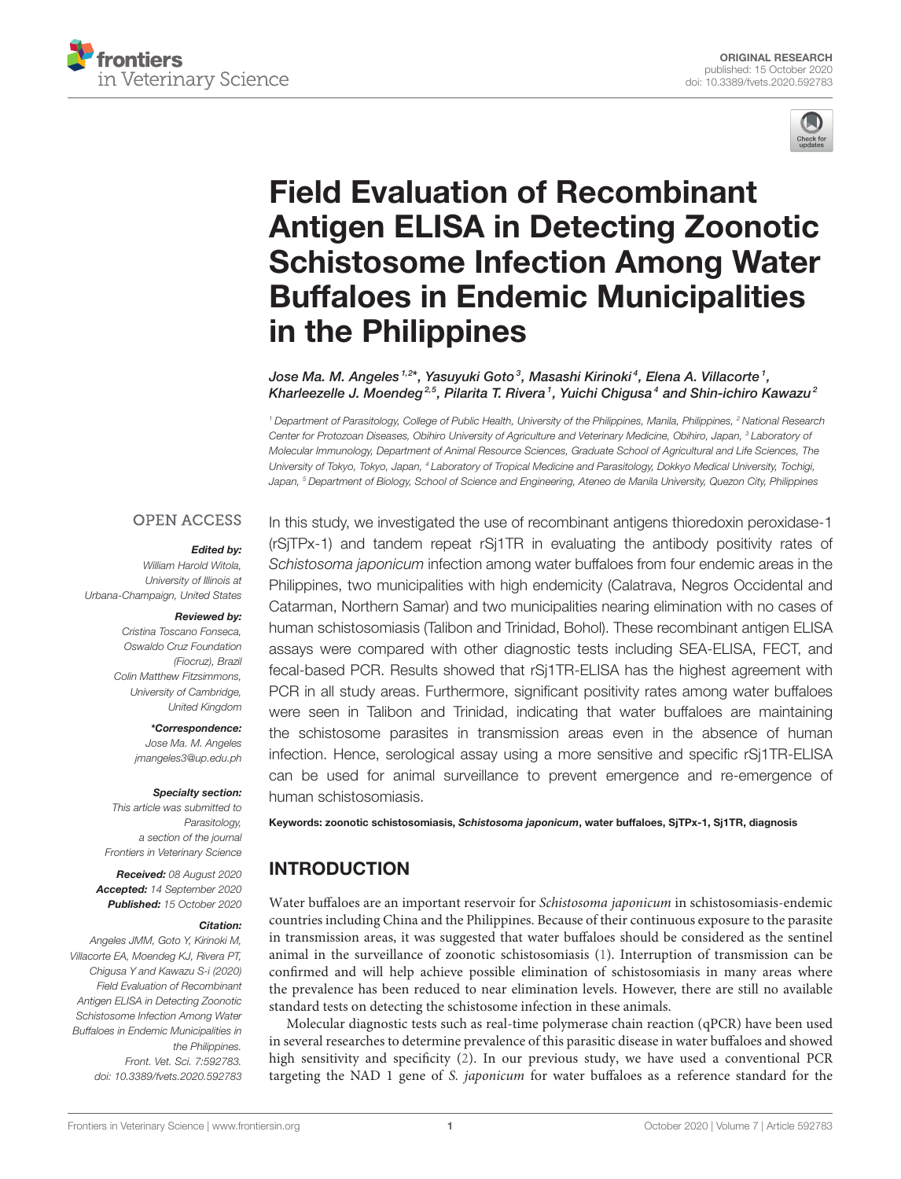# Field Evaluation of Recombinant Antigen ELISA in Detecting Zoonotic Schistosome Infection Among Water Buffaloes in Endemic Municipalities in the Philippines

*Jose Ma. M. Angeles[1,2]\*, Yasuyuki Goto[3], Masashi Kirinoki[4], Elena A. Villacorte[1], Kharleezelle J. Moendeg[2,5], Pilarita T. Rivera[1], Yuichi Chigusa[4] and Shin-ichiro Kawazu[2]*

[1] Department of Parasitology, College of Public Health, University of the Philippines, Manila, Philippines, [2] National Research Center for Protozoan Diseases, Obihiro University of Agriculture and Veterinary Medicine, Obihiro, Japan, [3] Laboratory of Molecular Immunology, Department of Animal Resource Sciences, Graduate School of Agricultural and Life Sciences, The University of Tokyo, Tokyo, Japan, [4] Laboratory of Tropical Medicine and Parasitology, Dokkyo Medical University, Tochigi, Japan, [5] Department of Biology, School of Science and Engineering, Ateneo de Manila University, Quezon City, Philippines

OPEN ACCESS

***Edited by:***
William Harold Witola,
University of Illinois at Urbana-Champaign, United States

***Reviewed by:***
Cristina Toscano Fonseca,
Oswaldo Cruz Foundation (Fiocruz), Brazil
Colin Matthew Fitzsimmons,
University of Cambridge, United Kingdom

***\*Correspondence:***
Jose Ma. M. Angeles
jmangeles3@up.edu.ph

***Specialty section:***
This article was submitted to Parasitology,
a section of the journal
Frontiers in Veterinary Science

***Received:*** 08 August 2020
***Accepted:*** 14 September 2020
***Published:*** 15 October 2020

***Citation:***
Angeles JMM, Goto Y, Kirinoki M, Villacorte EA, Moendeg KJ, Rivera PT, Chigusa Y and Kawazu S-i (2020) Field Evaluation of Recombinant Antigen ELISA in Detecting Zoonotic Schistosome Infection Among Water Buffaloes in Endemic Municipalities in the Philippines. Front. Vet. Sci. 7:592783. doi: 10.3389/fvets.2020.592783

In this study, we investigated the use of recombinant antigens thioredoxin peroxidase-1 (rSjTPx-1) and tandem repeat rSj1TR in evaluating the antibody positivity rates of *Schistosoma japonicum* infection among water buffaloes from four endemic areas in the Philippines, two municipalities with high endemicity (Calatrava, Negros Occidental and Catarman, Northern Samar) and two municipalities nearing elimination with no cases of human schistosomiasis (Talibon and Trinidad, Bohol). These recombinant antigen ELISA assays were compared with other diagnostic tests including SEA-ELISA, FECT, and fecal-based PCR. Results showed that rSj1TR-ELISA has the highest agreement with PCR in all study areas. Furthermore, significant positivity rates among water buffaloes were seen in Talibon and Trinidad, indicating that water buffaloes are maintaining the schistosome parasites in transmission areas even in the absence of human infection. Hence, serological assay using a more sensitive and specific rSj1TR-ELISA can be used for animal surveillance to prevent emergence and re-emergence of human schistosomiasis.

**Keywords: zoonotic schistosomiasis, *Schistosoma japonicum*, water buffaloes, SjTPx-1, Sj1TR, diagnosis**

## INTRODUCTION

Water buffaloes are an important reservoir for *Schistosoma japonicum* in schistosomiasis-endemic countries including China and the Philippines. Because of their continuous exposure to the parasite in transmission areas, it was suggested that water buffaloes should be considered as the sentinel animal in the surveillance of zoonotic schistosomiasis (1). Interruption of transmission can be confirmed and will help achieve possible elimination of schistosomiasis in many areas where the prevalence has been reduced to near elimination levels. However, there are still no available standard tests on detecting the schistosome infection in these animals.

Molecular diagnostic tests such as real-time polymerase chain reaction (qPCR) have been used in several researches to determine prevalence of this parasitic disease in water buffaloes and showed high sensitivity and specificity (2). In our previous study, we have used a conventional PCR targeting the NAD 1 gene of *S. japonicum* for water buffaloes as a reference standard for the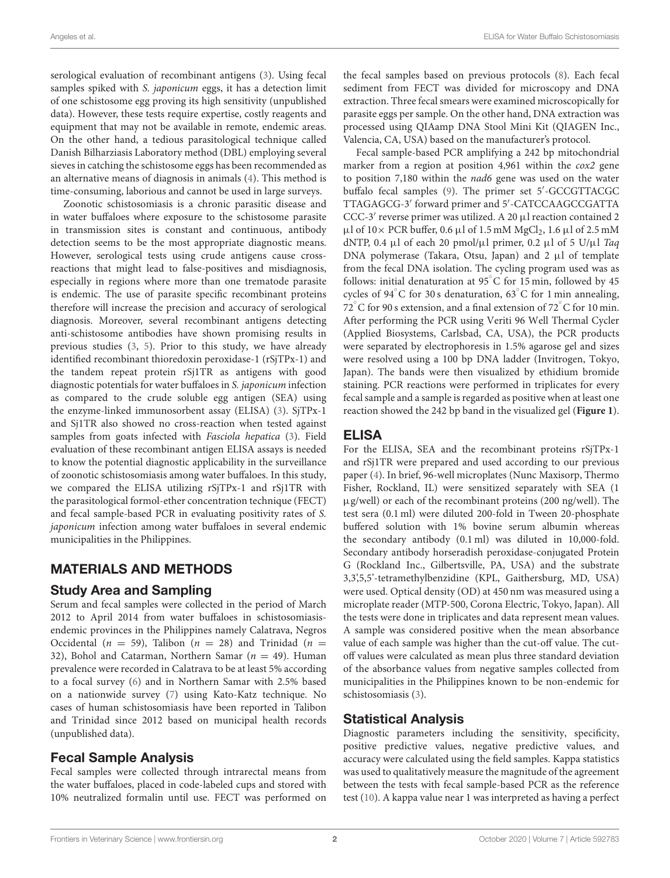serological evaluation of recombinant antigens (3). Using fecal samples spiked with *S. japonicum* eggs, it has a detection limit of one schistosome egg proving its high sensitivity (unpublished data). However, these tests require expertise, costly reagents and equipment that may not be available in remote, endemic areas. On the other hand, a tedious parasitological technique called Danish Bilharziasis Laboratory method (DBL) employing several sieves in catching the schistosome eggs has been recommended as an alternative means of diagnosis in animals (4). This method is time-consuming, laborious and cannot be used in large surveys.

Zoonotic schistosomiasis is a chronic parasitic disease and in water buffaloes where exposure to the schistosome parasite in transmission sites is constant and continuous, antibody detection seems to be the most appropriate diagnostic means. However, serological tests using crude antigens cause cross-reactions that might lead to false-positives and misdiagnosis, especially in regions where more than one trematode parasite is endemic. The use of parasite specific recombinant proteins therefore will increase the precision and accuracy of serological diagnosis. Moreover, several recombinant antigens detecting anti-schistosome antibodies have shown promising results in previous studies (3, 5). Prior to this study, we have already identified recombinant thioredoxin peroxidase-1 (rSjTPx-1) and the tandem repeat protein rSj1TR as antigens with good diagnostic potentials for water buffaloes in *S. japonicum* infection as compared to the crude soluble egg antigen (SEA) using the enzyme-linked immunosorbent assay (ELISA) (3). SjTPx-1 and Sj1TR also showed no cross-reaction when tested against samples from goats infected with *Fasciola hepatica* (3). Field evaluation of these recombinant antigen ELISA assays is needed to know the potential diagnostic applicability in the surveillance of zoonotic schistosomiasis among water buffaloes. In this study, we compared the ELISA utilizing rSjTPx-1 and rSj1TR with the parasitological formol-ether concentration technique (FECT) and fecal sample-based PCR in evaluating positivity rates of *S. japonicum* infection among water buffaloes in several endemic municipalities in the Philippines.

## MATERIALS AND METHODS

### Study Area and Sampling

Serum and fecal samples were collected in the period of March 2012 to April 2014 from water buffaloes in schistosomiasis-endemic provinces in the Philippines namely Calatrava, Negros Occidental ($n = 59$), Talibon ($n = 28$) and Trinidad ($n = 32$), Bohol and Catarman, Northern Samar ($n = 49$). Human prevalence were recorded in Calatrava to be at least 5% according to a focal survey (6) and in Northern Samar with 2.5% based on a nationwide survey (7) using Kato-Katz technique. No cases of human schistosomiasis have been reported in Talibon and Trinidad since 2012 based on municipal health records (unpublished data).

### Fecal Sample Analysis

Fecal samples were collected through intrarectal means from the water buffaloes, placed in code-labeled cups and stored with 10% neutralized formalin until use. FECT was performed on the fecal samples based on previous protocols (8). Each fecal sediment from FECT was divided for microscopy and DNA extraction. Three fecal smears were examined microscopically for parasite eggs per sample. On the other hand, DNA extraction was processed using QIAamp DNA Stool Mini Kit (QIAGEN Inc., Valencia, CA, USA) based on the manufacturer's protocol.

Fecal sample-based PCR amplifying a 242 bp mitochondrial marker from a region at position 4,961 within the *cox2* gene to position 7,180 within the *nad6* gene was used on the water buffalo fecal samples (9). The primer set 5′-GCCGTTACGC TTAGAGCG-3′ forward primer and 5′-CATCCAAGCCGATTA CCC-3′ reverse primer was utilized. A 20 μl reaction contained 2 μl of 10× PCR buffer, 0.6 μl of 1.5 mM $MgCl_2$, 1.6 μl of 2.5 mM dNTP, 0.4 μl of each 20 pmol/μl primer, 0.2 μl of 5 U/μl *Taq* DNA polymerase (Takara, Otsu, Japan) and 2 μl of template from the fecal DNA isolation. The cycling program used was as follows: initial denaturation at 95°C for 15 min, followed by 45 cycles of 94°C for 30 s denaturation, 63°C for 1 min annealing, 72°C for 90 s extension, and a final extension of 72°C for 10 min. After performing the PCR using Veriti 96 Well Thermal Cycler (Applied Biosystems, Carlsbad, CA, USA), the PCR products were separated by electrophoresis in 1.5% agarose gel and sizes were resolved using a 100 bp DNA ladder (Invitrogen, Tokyo, Japan). The bands were then visualized by ethidium bromide staining. PCR reactions were performed in triplicates for every fecal sample and a sample is regarded as positive when at least one reaction showed the 242 bp band in the visualized gel (**Figure 1**).

## ELISA

For the ELISA, SEA and the recombinant proteins rSjTPx-1 and rSj1TR were prepared and used according to our previous paper (4). In brief, 96-well microplates (Nunc Maxisorp, Thermo Fisher, Rockland, IL) were sensitized separately with SEA (1 μg/well) or each of the recombinant proteins (200 ng/well). The test sera (0.1 ml) were diluted 200-fold in Tween 20-phosphate buffered solution with 1% bovine serum albumin whereas the secondary antibody (0.1 ml) was diluted in 10,000-fold. Secondary antibody horseradish peroxidase-conjugated Protein G (Rockland Inc., Gilbertsville, PA, USA) and the substrate 3,3',5,5'-tetramethylbenzidine (KPL, Gaithersburg, MD, USA) were used. Optical density (OD) at 450 nm was measured using a microplate reader (MTP-500, Corona Electric, Tokyo, Japan). All the tests were done in triplicates and data represent mean values. A sample was considered positive when the mean absorbance value of each sample was higher than the cut-off value. The cut-off values were calculated as mean plus three standard deviation of the absorbance values from negative samples collected from municipalities in the Philippines known to be non-endemic for schistosomiasis (3).

### Statistical Analysis

Diagnostic parameters including the sensitivity, specificity, positive predictive values, negative predictive values, and accuracy were calculated using the field samples. Kappa statistics was used to qualitatively measure the magnitude of the agreement between the tests with fecal sample-based PCR as the reference test (10). A kappa value near 1 was interpreted as having a perfect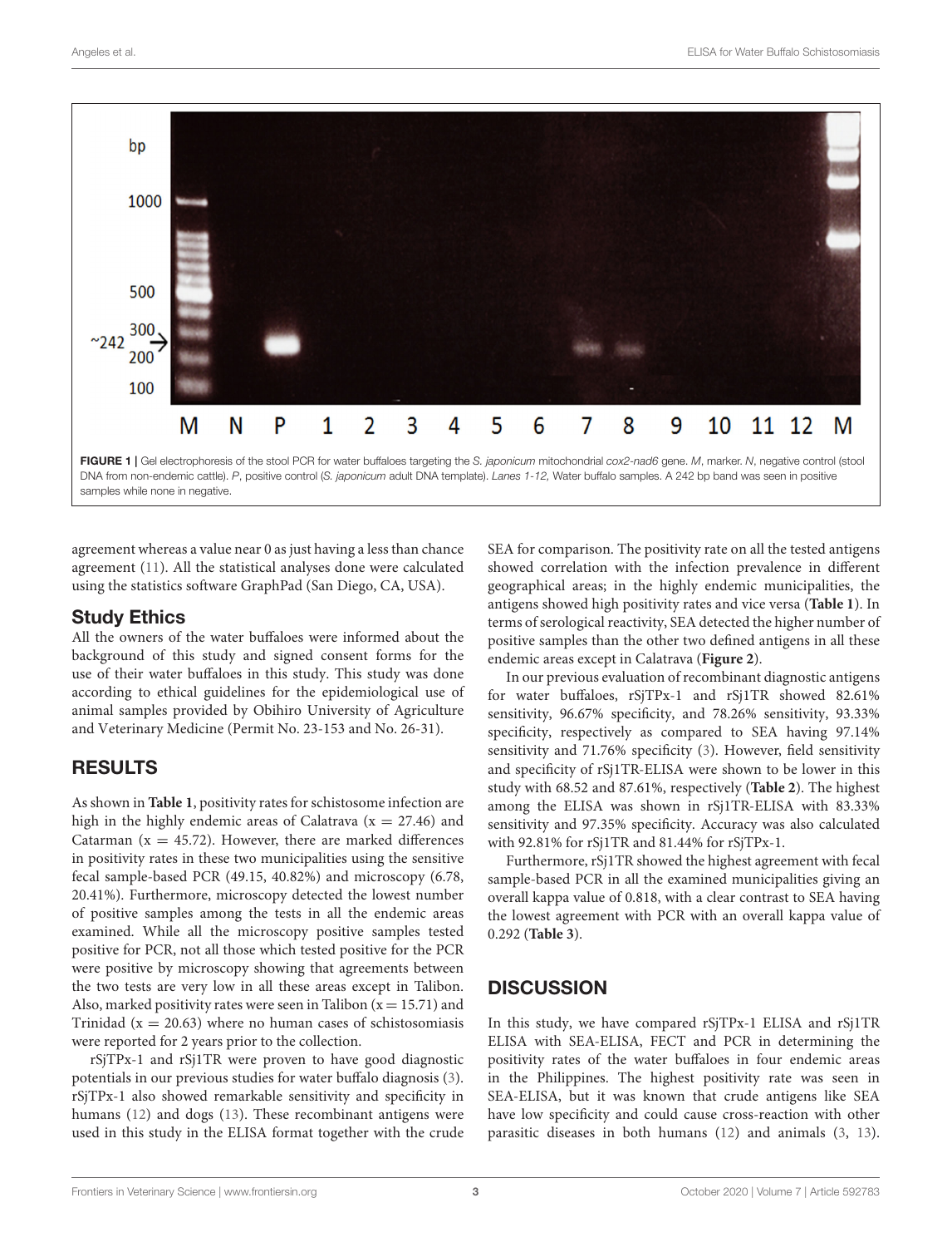FIGURE 1 | Gel electrophoresis of the stool PCR for water buffaloes targeting the *S. japonicum* mitochondrial *cox2-nad6* gene. *M*, marker. *N*, negative control (stool DNA from non-endemic cattle). *P*, positive control (*S. japonicum* adult DNA template). *Lanes 1-12,* Water buffalo samples. A 242 bp band was seen in positive samples while none in negative.

agreement whereas a value near 0 as just having a less than chance agreement (11). All the statistical analyses done were calculated using the statistics software GraphPad (San Diego, CA, USA).

## Study Ethics

All the owners of the water buffaloes were informed about the background of this study and signed consent forms for the use of their water buffaloes in this study. This study was done according to ethical guidelines for the epidemiological use of animal samples provided by Obihiro University of Agriculture and Veterinary Medicine (Permit No. 23-153 and No. 26-31).

## RESULTS

As shown in **Table 1**, positivity rates for schistosome infection are high in the highly endemic areas of Calatrava ($x = 27.46$) and Catarman ($x = 45.72$). However, there are marked differences in positivity rates in these two municipalities using the sensitive fecal sample-based PCR (49.15, 40.82%) and microscopy (6.78, 20.41%). Furthermore, microscopy detected the lowest number of positive samples among the tests in all the endemic areas examined. While all the microscopy positive samples tested positive for PCR, not all those which tested positive for the PCR were positive by microscopy showing that agreements between the two tests are very low in all these areas except in Talibon. Also, marked positivity rates were seen in Talibon ($x = 15.71$) and Trinidad ($x = 20.63$) where no human cases of schistosomiasis were reported for 2 years prior to the collection.

rSjTPx-1 and rSj1TR were proven to have good diagnostic potentials in our previous studies for water buffalo diagnosis (3). rSjTPx-1 also showed remarkable sensitivity and specificity in humans (12) and dogs (13). These recombinant antigens were used in this study in the ELISA format together with the crude SEA for comparison. The positivity rate on all the tested antigens showed correlation with the infection prevalence in different geographical areas; in the highly endemic municipalities, the antigens showed high positivity rates and vice versa (**Table 1**). In terms of serological reactivity, SEA detected the higher number of positive samples than the other two defined antigens in all these endemic areas except in Calatrava (**Figure 2**).

In our previous evaluation of recombinant diagnostic antigens for water buffaloes, rSjTPx-1 and rSj1TR showed 82.61% sensitivity, 96.67% specificity, and 78.26% sensitivity, 93.33% specificity, respectively as compared to SEA having 97.14% sensitivity and 71.76% specificity (3). However, field sensitivity and specificity of rSj1TR-ELISA were shown to be lower in this study with 68.52 and 87.61%, respectively (**Table 2**). The highest among the ELISA was shown in rSj1TR-ELISA with 83.33% sensitivity and 97.35% specificity. Accuracy was also calculated with 92.81% for rSj1TR and 81.44% for rSjTPx-1.

Furthermore, rSj1TR showed the highest agreement with fecal sample-based PCR in all the examined municipalities giving an overall kappa value of 0.818, with a clear contrast to SEA having the lowest agreement with PCR with an overall kappa value of 0.292 (**Table 3**).

## DISCUSSION

In this study, we have compared rSjTPx-1 ELISA and rSj1TR ELISA with SEA-ELISA, FECT and PCR in determining the positivity rates of the water buffaloes in four endemic areas in the Philippines. The highest positivity rate was seen in SEA-ELISA, but it was known that crude antigens like SEA have low specificity and could cause cross-reaction with other parasitic diseases in both humans (12) and animals (3, 13).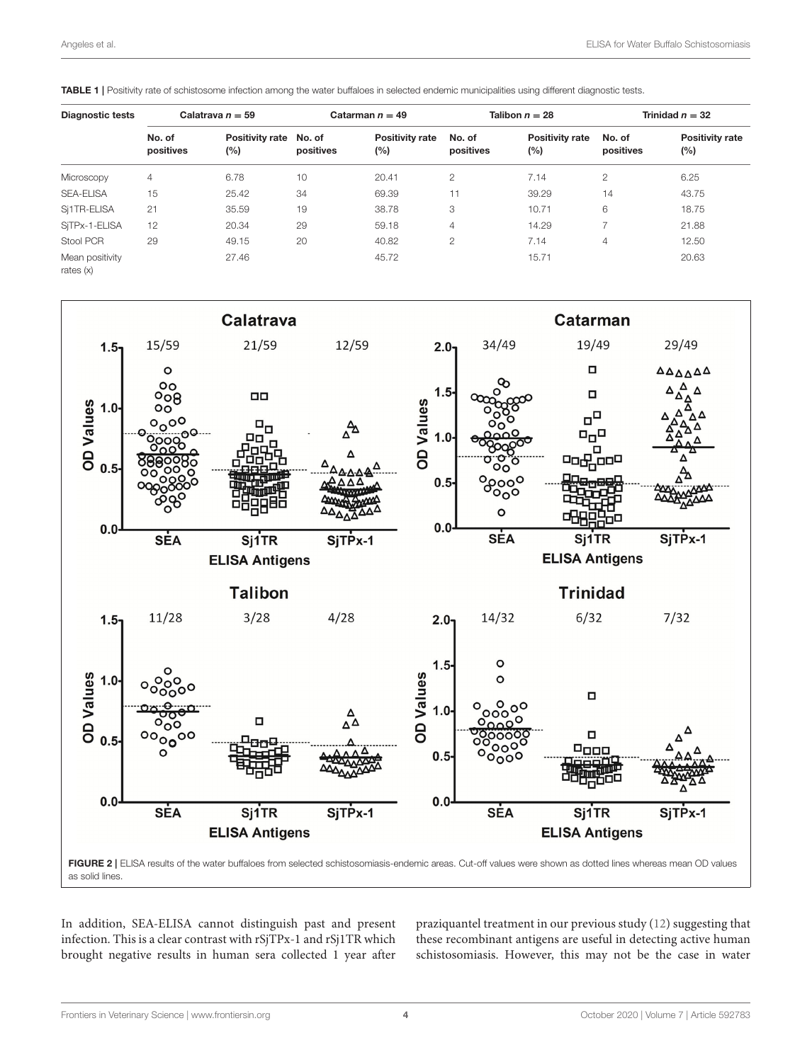**TABLE 1 |** Positivity rate of schistosome infection among the water buffaloes in selected endemic municipalities using different diagnostic tests.

| Diagnostic tests | Calatrava $n = 59$ | | Catarman $n = 49$ | | Talibon $n = 28$ | | Trinidad $n = 32$ | |
|---|---|---|---|---|---|---|---|---|
| | No. of positives | Positivity rate (%) | No. of positives | Positivity rate (%) | No. of positives | Positivity rate (%) | No. of positives | Positivity rate (%) |
| Microscopy | 4 | 6.78 | 10 | 20.41 | 2 | 7.14 | 2 | 6.25 |
| SEA-ELISA | 15 | 25.42 | 34 | 69.39 | 11 | 39.29 | 14 | 43.75 |
| Sj1TR-ELISA | 21 | 35.59 | 19 | 38.78 | 3 | 10.71 | 6 | 18.75 |
| SjTPx-1-ELISA | 12 | 20.34 | 29 | 59.18 | 4 | 14.29 | 7 | 21.88 |
| Stool PCR | 29 | 49.15 | 20 | 40.82 | 2 | 7.14 | 4 | 12.50 |
| Mean positivity rates (x) | | 27.46 | | 45.72 | | 15.71 | | 20.63 |

**FIGURE 2 |** ELISA results of the water buffaloes from selected schistosomiasis-endemic areas. Cut-off values were shown as dotted lines whereas mean OD values as solid lines.

In addition, SEA-ELISA cannot distinguish past and present infection. This is a clear contrast with rSjTPx-1 and rSj1TR which brought negative results in human sera collected 1 year after praziquantel treatment in our previous study (12) suggesting that these recombinant antigens are useful in detecting active human schistosomiasis. However, this may not be the case in water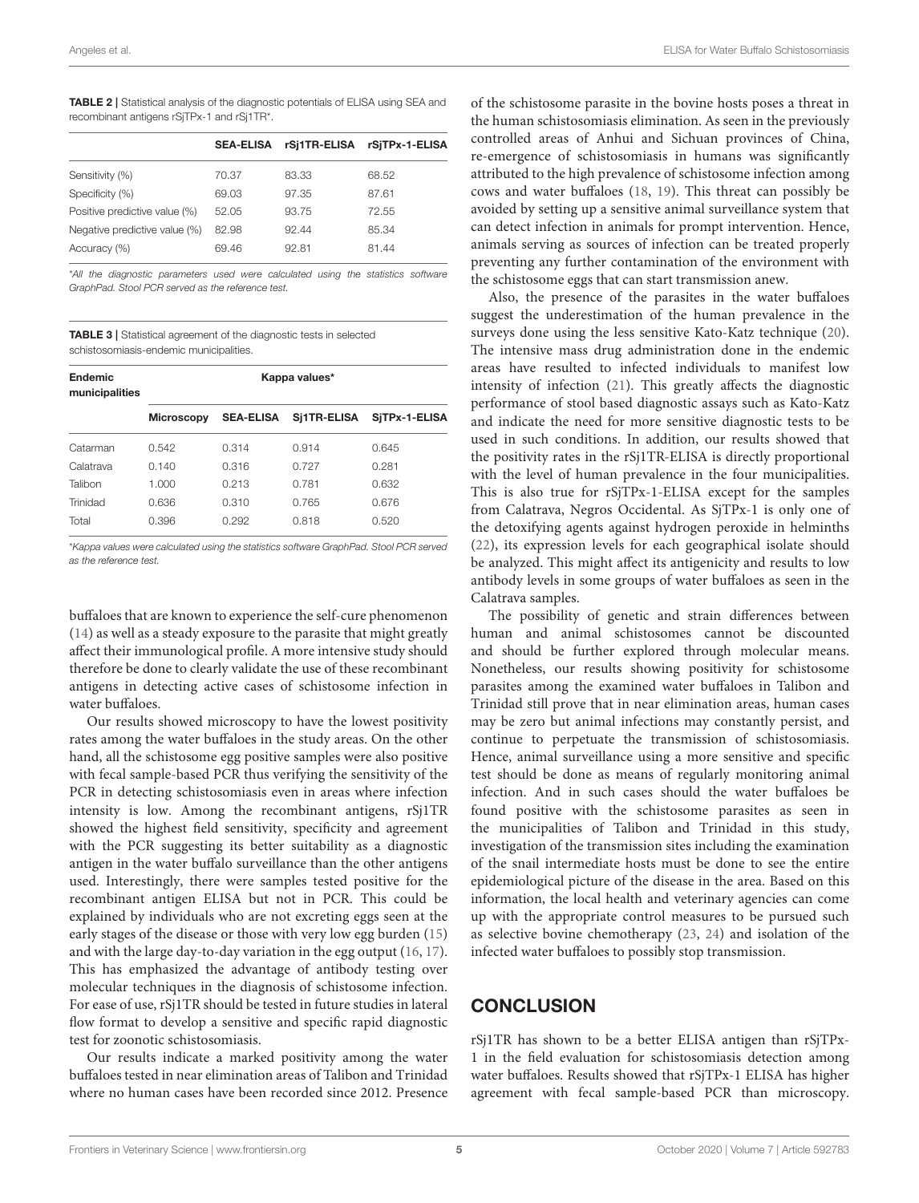**TABLE 2 |** Statistical analysis of the diagnostic potentials of ELISA using SEA and recombinant antigens rSjTPx-1 and rSj1TR*.

| | SEA-ELISA | rSj1TR-ELISA | rSjTPx-1-ELISA |
|---|---|---|---|
| Sensitivity (%) | 70.37 | 83.33 | 68.52 |
| Specificity (%) | 69.03 | 97.35 | 87.61 |
| Positive predictive value (%) | 52.05 | 93.75 | 72.55 |
| Negative predictive value (%) | 82.98 | 92.44 | 85.34 |
| Accuracy (%) | 69.46 | 92.81 | 81.44 |

*All the diagnostic parameters used were calculated using the statistics software GraphPad. Stool PCR served as the reference test.

**TABLE 3 |** Statistical agreement of the diagnostic tests in selected schistosomiasis-endemic municipalities.

| Endemic municipalities | Kappa values* | | | |
|---|---|---|---|---|
| | Microscopy | SEA-ELISA | Sj1TR-ELISA | SjTPx-1-ELISA |
| Catarman | 0.542 | 0.314 | 0.914 | 0.645 |
| Calatrava | 0.140 | 0.316 | 0.727 | 0.281 |
| Talibon | 1.000 | 0.213 | 0.781 | 0.632 |
| Trinidad | 0.636 | 0.310 | 0.765 | 0.676 |
| Total | 0.396 | 0.292 | 0.818 | 0.520 |

*Kappa values were calculated using the statistics software GraphPad. Stool PCR served as the reference test.

buffaloes that are known to experience the self-cure phenomenon (14) as well as a steady exposure to the parasite that might greatly affect their immunological profile. A more intensive study should therefore be done to clearly validate the use of these recombinant antigens in detecting active cases of schistosome infection in water buffaloes.

Our results showed microscopy to have the lowest positivity rates among the water buffaloes in the study areas. On the other hand, all the schistosome egg positive samples were also positive with fecal sample-based PCR thus verifying the sensitivity of the PCR in detecting schistosomiasis even in areas where infection intensity is low. Among the recombinant antigens, rSj1TR showed the highest field sensitivity, specificity and agreement with the PCR suggesting its better suitability as a diagnostic antigen in the water buffalo surveillance than the other antigens used. Interestingly, there were samples tested positive for the recombinant antigen ELISA but not in PCR. This could be explained by individuals who are not excreting eggs seen at the early stages of the disease or those with very low egg burden (15) and with the large day-to-day variation in the egg output (16, 17). This has emphasized the advantage of antibody testing over molecular techniques in the diagnosis of schistosome infection. For ease of use, rSj1TR should be tested in future studies in lateral flow format to develop a sensitive and specific rapid diagnostic test for zoonotic schistosomiasis.

Our results indicate a marked positivity among the water buffaloes tested in near elimination areas of Talibon and Trinidad where no human cases have been recorded since 2012. Presence of the schistosome parasite in the bovine hosts poses a threat in the human schistosomiasis elimination. As seen in the previously controlled areas of Anhui and Sichuan provinces of China, re-emergence of schistosomiasis in humans was significantly attributed to the high prevalence of schistosome infection among cows and water buffaloes (18, 19). This threat can possibly be avoided by setting up a sensitive animal surveillance system that can detect infection in animals for prompt intervention. Hence, animals serving as sources of infection can be treated properly preventing any further contamination of the environment with the schistosome eggs that can start transmission anew.

Also, the presence of the parasites in the water buffaloes suggest the underestimation of the human prevalence in the surveys done using the less sensitive Kato-Katz technique (20). The intensive mass drug administration done in the endemic areas have resulted to infected individuals to manifest low intensity of infection (21). This greatly affects the diagnostic performance of stool based diagnostic assays such as Kato-Katz and indicate the need for more sensitive diagnostic tests to be used in such conditions. In addition, our results showed that the positivity rates in the rSj1TR-ELISA is directly proportional with the level of human prevalence in the four municipalities. This is also true for rSjTPx-1-ELISA except for the samples from Calatrava, Negros Occidental. As SjTPx-1 is only one of the detoxifying agents against hydrogen peroxide in helminths (22), its expression levels for each geographical isolate should be analyzed. This might affect its antigenicity and results to low antibody levels in some groups of water buffaloes as seen in the Calatrava samples.

The possibility of genetic and strain differences between human and animal schistosomes cannot be discounted and should be further explored through molecular means. Nonetheless, our results showing positivity for schistosome parasites among the examined water buffaloes in Talibon and Trinidad still prove that in near elimination areas, human cases may be zero but animal infections may constantly persist, and continue to perpetuate the transmission of schistosomiasis. Hence, animal surveillance using a more sensitive and specific test should be done as means of regularly monitoring animal infection. And in such cases should the water buffaloes be found positive with the schistosome parasites as seen in the municipalities of Talibon and Trinidad in this study, investigation of the transmission sites including the examination of the snail intermediate hosts must be done to see the entire epidemiological picture of the disease in the area. Based on this information, the local health and veterinary agencies can come up with the appropriate control measures to be pursued such as selective bovine chemotherapy (23, 24) and isolation of the infected water buffaloes to possibly stop transmission.

## CONCLUSION

rSj1TR has shown to be a better ELISA antigen than rSjTPx-1 in the field evaluation for schistosomiasis detection among water buffaloes. Results showed that rSjTPx-1 ELISA has higher agreement with fecal sample-based PCR than microscopy.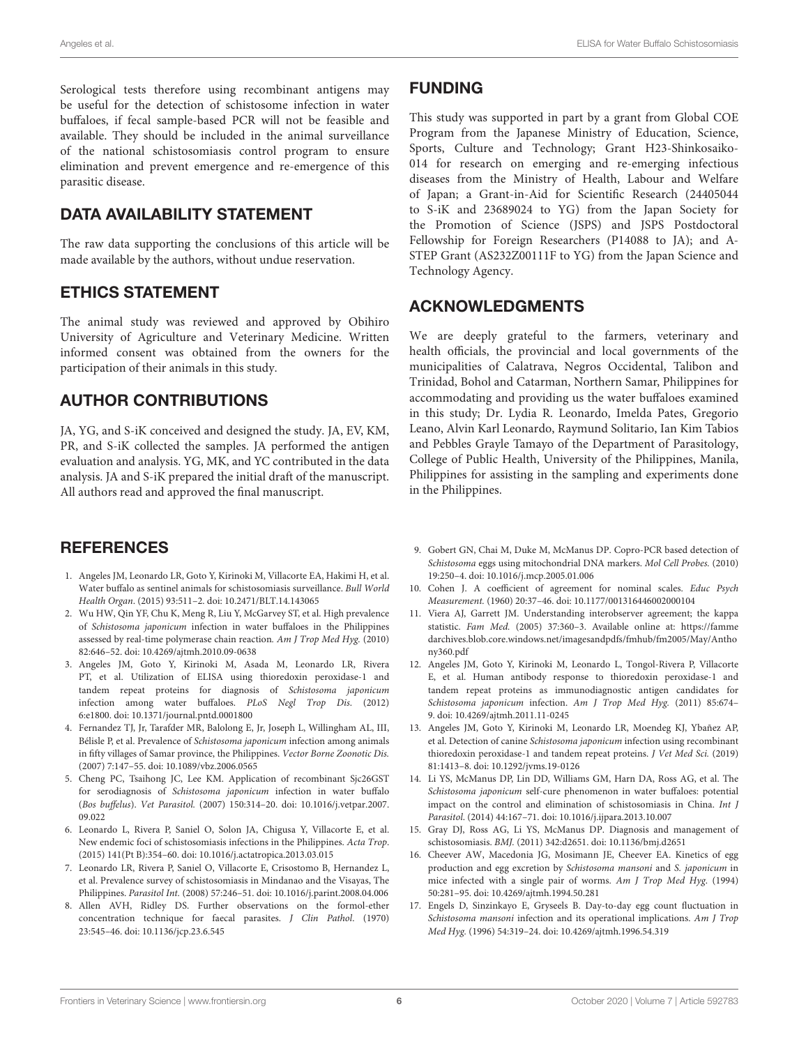Serological tests therefore using recombinant antigens may be useful for the detection of schistosome infection in water buffaloes, if fecal sample-based PCR will not be feasible and available. They should be included in the animal surveillance of the national schistosomiasis control program to ensure elimination and prevent emergence and re-emergence of this parasitic disease.

## DATA AVAILABILITY STATEMENT

The raw data supporting the conclusions of this article will be made available by the authors, without undue reservation.

## ETHICS STATEMENT

The animal study was reviewed and approved by Obihiro University of Agriculture and Veterinary Medicine. Written informed consent was obtained from the owners for the participation of their animals in this study.

## AUTHOR CONTRIBUTIONS

JA, YG, and S-iK conceived and designed the study. JA, EV, KM, PR, and S-iK collected the samples. JA performed the antigen evaluation and analysis. YG, MK, and YC contributed in the data analysis. JA and S-iK prepared the initial draft of the manuscript. All authors read and approved the final manuscript.

## FUNDING

This study was supported in part by a grant from Global COE Program from the Japanese Ministry of Education, Science, Sports, Culture and Technology; Grant H23-Shinkosaiko-014 for research on emerging and re-emerging infectious diseases from the Ministry of Health, Labour and Welfare of Japan; a Grant-in-Aid for Scientific Research (24405044 to S-iK and 23689024 to YG) from the Japan Society for the Promotion of Science (JSPS) and JSPS Postdoctoral Fellowship for Foreign Researchers (P14088 to JA); and A-STEP Grant (AS232Z00111F to YG) from the Japan Science and Technology Agency.

## ACKNOWLEDGMENTS

We are deeply grateful to the farmers, veterinary and health officials, the provincial and local governments of the municipalities of Calatrava, Negros Occidental, Talibon and Trinidad, Bohol and Catarman, Northern Samar, Philippines for accommodating and providing us the water buffaloes examined in this study; Dr. Lydia R. Leonardo, Imelda Pates, Gregorio Leano, Alvin Karl Leonardo, Raymund Solitario, Ian Kim Tabios and Pebbles Grayle Tamayo of the Department of Parasitology, College of Public Health, University of the Philippines, Manila, Philippines for assisting in the sampling and experiments done in the Philippines.

## REFERENCES

1. Angeles JM, Leonardo LR, Goto Y, Kirinoki M, Villacorte EA, Hakimi H, et al. Water buffalo as sentinel animals for schistosomiasis surveillance. *Bull World Health Organ*. (2015) 93:511–2. doi: 10.2471/BLT.14.143065
2. Wu HW, Qin YF, Chu K, Meng R, Liu Y, McGarvey ST, et al. High prevalence of *Schistosoma japonicum* infection in water buffaloes in the Philippines assessed by real-time polymerase chain reaction. *Am J Trop Med Hyg.* (2010) 82:646–52. doi: 10.4269/ajtmh.2010.09-0638
3. Angeles JM, Goto Y, Kirinoki M, Asada M, Leonardo LR, Rivera PT, et al. Utilization of ELISA using thioredoxin peroxidase-1 and tandem repeat proteins for diagnosis of *Schistosoma japonicum* infection among water buffaloes. *PLoS Negl Trop Dis.* (2012) 6:e1800. doi: 10.1371/journal.pntd.0001800
4. Fernandez TJ, Jr, Tarafder MR, Balolong E, Jr, Joseph L, Willingham AL, III, Bélisle P, et al. Prevalence of *Schistosoma japonicum* infection among animals in fifty villages of Samar province, the Philippines. *Vector Borne Zoonotic Dis.* (2007) 7:147–55. doi: 10.1089/vbz.2006.0565
5. Cheng PC, Tsaihong JC, Lee KM. Application of recombinant Sjc26GST for serodiagnosis of *Schistosoma japonicum* infection in water buffalo (*Bos buffelus*). *Vet Parasitol.* (2007) 150:314–20. doi: 10.1016/j.vetpar.2007.09.022
6. Leonardo L, Rivera P, Saniel O, Solon JA, Chigusa Y, Villacorte E, et al. New endemic foci of schistosomiasis infections in the Philippines. *Acta Trop*. (2015) 141(Pt B):354–60. doi: 10.1016/j.actatropica.2013.03.015
7. Leonardo LR, Rivera P, Saniel O, Villacorte E, Crisostomo B, Hernandez L, et al. Prevalence survey of schistosomiasis in Mindanao and the Visayas, The Philippines. *Parasitol Int.* (2008) 57:246–51. doi: 10.1016/j.parint.2008.04.006
8. Allen AVH, Ridley DS. Further observations on the formol-ether concentration technique for faecal parasites. *J Clin Pathol*. (1970) 23:545–46. doi: 10.1136/jcp.23.6.545
9. Gobert GN, Chai M, Duke M, McManus DP. Copro-PCR based detection of *Schistosoma* eggs using mitochondrial DNA markers. *Mol Cell Probes.* (2010) 19:250–4. doi: 10.1016/j.mcp.2005.01.006
10. Cohen J. A coefficient of agreement for nominal scales. *Educ Psych Measurement.* (1960) 20:37–46. doi: 10.1177/001316446002000104
11. Viera AJ, Garrett JM. Understanding interobserver agreement; the kappa statistic. *Fam Med.* (2005) 37:360–3. Available online at: https://fammedarchives.blob.core.windows.net/imagesandpdfs/fmhub/fm2005/May/Anthony360.pdf
12. Angeles JM, Goto Y, Kirinoki M, Leonardo L, Tongol-Rivera P, Villacorte E, et al. Human antibody response to thioredoxin peroxidase-1 and tandem repeat proteins as immunodiagnostic antigen candidates for *Schistosoma japonicum* infection. *Am J Trop Med Hyg.* (2011) 85:674–9. doi: 10.4269/ajtmh.2011.11-0245
13. Angeles JM, Goto Y, Kirinoki M, Leonardo LR, Moendeg KJ, Ybañez AP, et al. Detection of canine *Schistosoma japonicum* infection using recombinant thioredoxin peroxidase-1 and tandem repeat proteins. *J Vet Med Sci.* (2019) 81:1413–8. doi: 10.1292/jvms.19-0126
14. Li YS, McManus DP, Lin DD, Williams GM, Harn DA, Ross AG, et al. The *Schistosoma japonicum* self-cure phenomenon in water buffaloes: potential impact on the control and elimination of schistosomiasis in China. *Int J Parasitol.* (2014) 44:167–71. doi: 10.1016/j.ijpara.2013.10.007
15. Gray DJ, Ross AG, Li YS, McManus DP. Diagnosis and management of schistosomiasis. *BMJ.* (2011) 342:d2651. doi: 10.1136/bmj.d2651
16. Cheever AW, Macedonia JG, Mosimann JE, Cheever EA. Kinetics of egg production and egg excretion by *Schistosoma mansoni* and *S. japonicum* in mice infected with a single pair of worms. *Am J Trop Med Hyg.* (1994) 50:281–95. doi: 10.4269/ajtmh.1994.50.281
17. Engels D, Sinzinkayo E, Gryseels B. Day-to-day egg count fluctuation in *Schistosoma mansoni* infection and its operational implications. *Am J Trop Med Hyg.* (1996) 54:319–24. doi: 10.4269/ajtmh.1996.54.319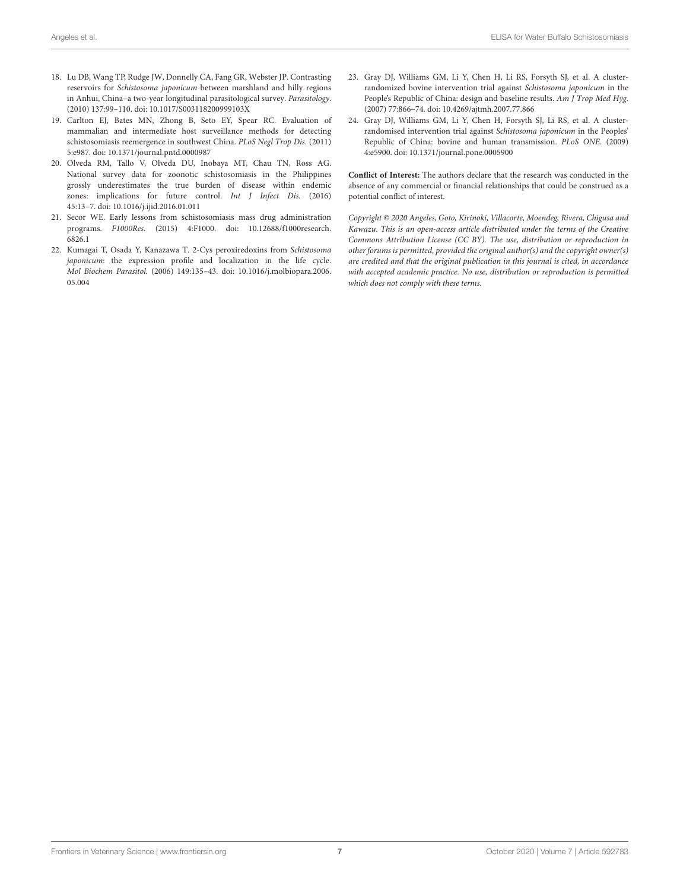18. Lu DB, Wang TP, Rudge JW, Donnelly CA, Fang GR, Webster JP. Contrasting reservoirs for *Schistosoma japonicum* between marshland and hilly regions in Anhui, China–a two-year longitudinal parasitological survey. *Parasitology*. (2010) 137:99–110. doi: 10.1017/S003118200999103X
19. Carlton EJ, Bates MN, Zhong B, Seto EY, Spear RC. Evaluation of mammalian and intermediate host surveillance methods for detecting schistosomiasis reemergence in southwest China. *PLoS Negl Trop Dis*. (2011) 5:e987. doi: 10.1371/journal.pntd.0000987
20. Olveda RM, Tallo V, Olveda DU, Inobaya MT, Chau TN, Ross AG. National survey data for zoonotic schistosomiasis in the Philippines grossly underestimates the true burden of disease within endemic zones: implications for future control. *Int J Infect Dis*. (2016) 45:13–7. doi: 10.1016/j.ijid.2016.01.011
21. Secor WE. Early lessons from schistosomiasis mass drug administration programs. *F1000Res*. (2015) 4:F1000. doi: 10.12688/f1000research.6826.1
22. Kumagai T, Osada Y, Kanazawa T. 2-Cys peroxiredoxins from *Schistosoma japonicum*: the expression profile and localization in the life cycle. *Mol Biochem Parasitol*. (2006) 149:135–43. doi: 10.1016/j.molbiopara.2006.05.004
23. Gray DJ, Williams GM, Li Y, Chen H, Li RS, Forsyth SJ, et al. A cluster-randomized bovine intervention trial against *Schistosoma japonicum* in the People's Republic of China: design and baseline results. *Am J Trop Med Hyg*. (2007) 77:866–74. doi: 10.4269/ajtmh.2007.77.866
24. Gray DJ, Williams GM, Li Y, Chen H, Forsyth SJ, Li RS, et al. A cluster-randomised intervention trial against *Schistosoma japonicum* in the Peoples' Republic of China: bovine and human transmission. *PLoS ONE*. (2009) 4:e5900. doi: 10.1371/journal.pone.0005900

**Conflict of Interest:** The authors declare that the research was conducted in the absence of any commercial or financial relationships that could be construed as a potential conflict of interest.

*Copyright © 2020 Angeles, Goto, Kirinoki, Villacorte, Moendeg, Rivera, Chigusa and Kawazu. This is an open-access article distributed under the terms of the Creative Commons Attribution License (CC BY). The use, distribution or reproduction in other forums is permitted, provided the original author(s) and the copyright owner(s) are credited and that the original publication in this journal is cited, in accordance with accepted academic practice. No use, distribution or reproduction is permitted which does not comply with these terms.*